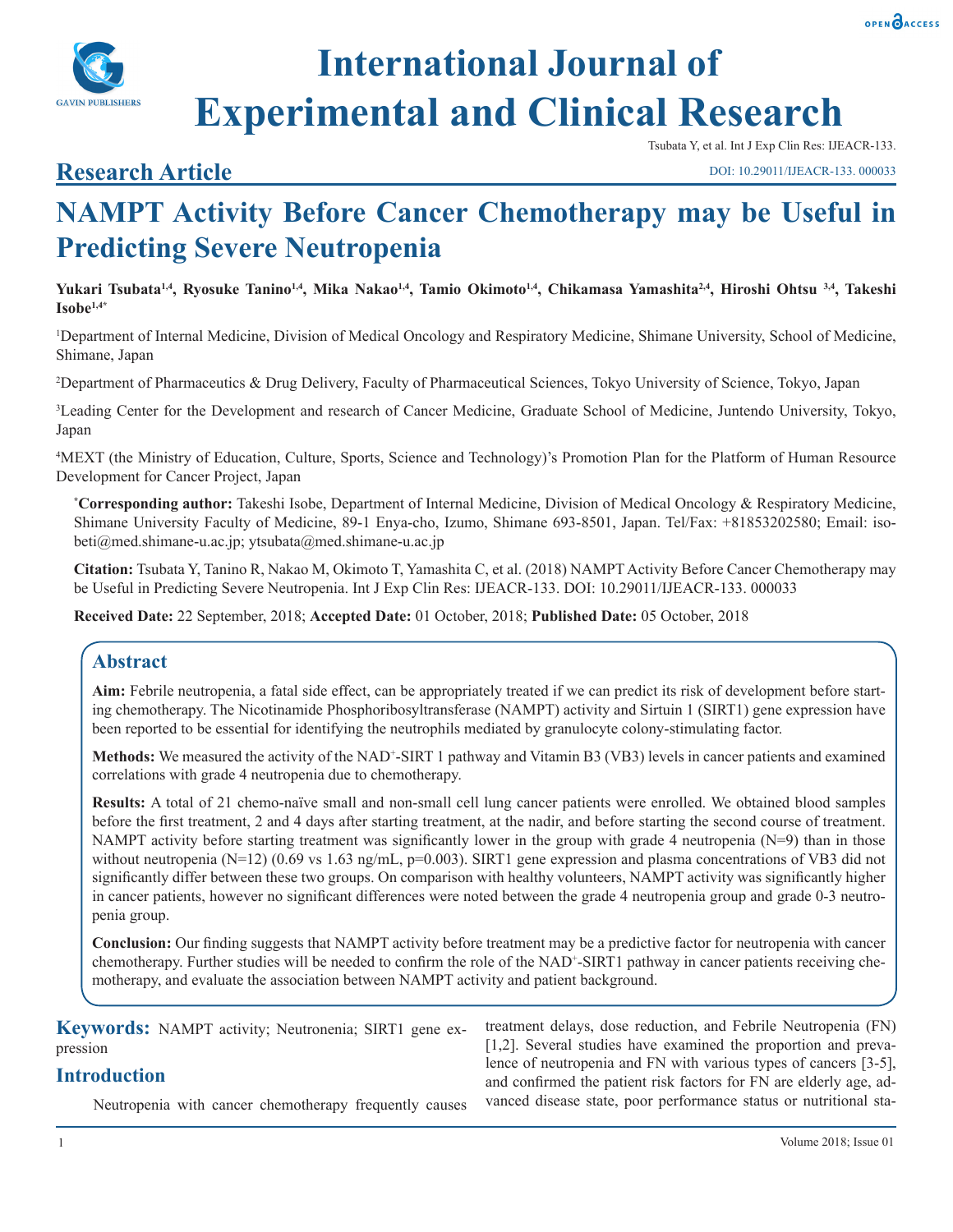# International Journal of Experimental and Clinical Research

Tsubata Y, et al. Int J Exp Clin Res: IJEACR-133.

## Research Article

DOI: 10.29011/IJEACR-133. 000033

# NAMPT Activity Before Cancer Chemotherapy may be Useful in Predicting Severe Neutropenia

**Yukari Tsubata[1,4], Ryosuke Tanino[1,4], Mika Nakao[1,4], Tamio Okimoto[1,4], Chikamasa Yamashita[2,4], Hiroshi Ohtsu [3,4], Takeshi Isobe[1,4*]**

[1]Department of Internal Medicine, Division of Medical Oncology and Respiratory Medicine, Shimane University, School of Medicine, Shimane, Japan

[2]Department of Pharmaceutics & Drug Delivery, Faculty of Pharmaceutical Sciences, Tokyo University of Science, Tokyo, Japan

[3]Leading Center for the Development and research of Cancer Medicine, Graduate School of Medicine, Juntendo University, Tokyo, Japan

[4]MEXT (the Ministry of Education, Culture, Sports, Science and Technology)'s Promotion Plan for the Platform of Human Resource Development for Cancer Project, Japan

[*]**Corresponding author:** Takeshi Isobe, Department of Internal Medicine, Division of Medical Oncology & Respiratory Medicine, Shimane University Faculty of Medicine, 89-1 Enya-cho, Izumo, Shimane 693-8501, Japan. Tel/Fax: +81853202580; Email: isobeti@med.shimane-u.ac.jp; ytsubata@med.shimane-u.ac.jp

**Citation:** Tsubata Y, Tanino R, Nakao M, Okimoto T, Yamashita C, et al. (2018) NAMPT Activity Before Cancer Chemotherapy may be Useful in Predicting Severe Neutropenia. Int J Exp Clin Res: IJEACR-133. DOI: 10.29011/IJEACR-133. 000033

**Received Date:** 22 September, 2018; **Accepted Date:** 01 October, 2018; **Published Date:** 05 October, 2018

## Abstract

**Aim:** Febrile neutropenia, a fatal side effect, can be appropriately treated if we can predict its risk of development before starting chemotherapy. The Nicotinamide Phosphoribosyltransferase (NAMPT) activity and Sirtuin 1 (SIRT1) gene expression have been reported to be essential for identifying the neutrophils mediated by granulocyte colony-stimulating factor.

**Methods:** We measured the activity of the $NAD^+$-SIRT 1 pathway and Vitamin B3 (VB3) levels in cancer patients and examined correlations with grade 4 neutropenia due to chemotherapy.

**Results:** A total of 21 chemo-naïve small and non-small cell lung cancer patients were enrolled. We obtained blood samples before the first treatment, 2 and 4 days after starting treatment, at the nadir, and before starting the second course of treatment. NAMPT activity before starting treatment was significantly lower in the group with grade 4 neutropenia (N=9) than in those without neutropenia (N=12) (0.69 vs 1.63 ng/mL, p=0.003). SIRT1 gene expression and plasma concentrations of VB3 did not significantly differ between these two groups. On comparison with healthy volunteers, NAMPT activity was significantly higher in cancer patients, however no significant differences were noted between the grade 4 neutropenia group and grade 0-3 neutropenia group.

**Conclusion:** Our finding suggests that NAMPT activity before treatment may be a predictive factor for neutropenia with cancer chemotherapy. Further studies will be needed to confirm the role of the $NAD^+$-SIRT1 pathway in cancer patients receiving chemotherapy, and evaluate the association between NAMPT activity and patient background.

**Keywords:** NAMPT activity; Neutronenia; SIRT1 gene expression

## Introduction

Neutropenia with cancer chemotherapy frequently causes treatment delays, dose reduction, and Febrile Neutropenia (FN) [1,2]. Several studies have examined the proportion and prevalence of neutropenia and FN with various types of cancers [3-5], and confirmed the patient risk factors for FN are elderly age, advanced disease state, poor performance status or nutritional sta-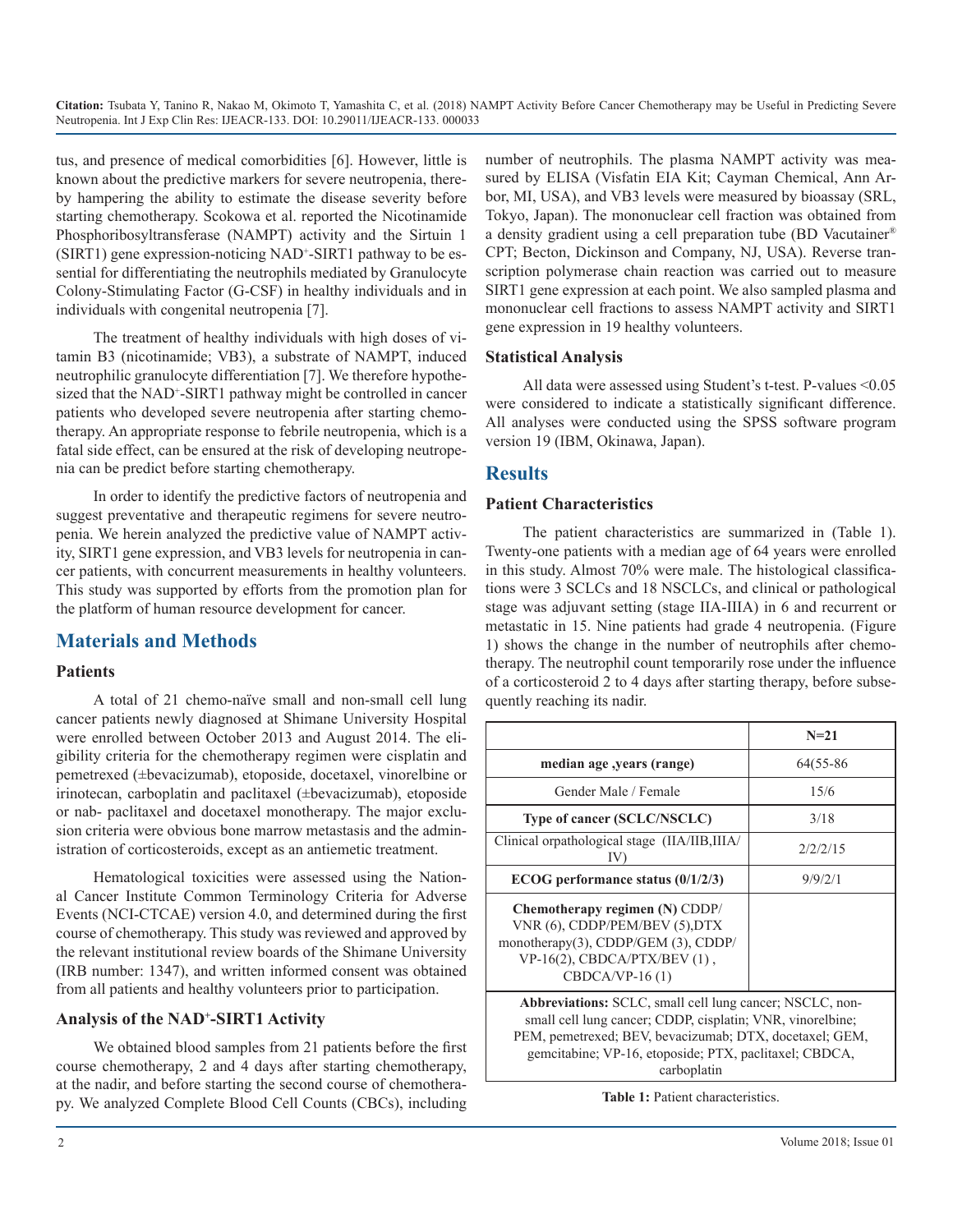tus, and presence of medical comorbidities [6]. However, little is known about the predictive markers for severe neutropenia, thereby hampering the ability to estimate the disease severity before starting chemotherapy. Scokowa et al. reported the Nicotinamide Phosphoribosyltransferase (NAMPT) activity and the Sirtuin 1 (SIRT1) gene expression-noticing $NAD^+$-SIRT1 pathway to be essential for differentiating the neutrophils mediated by Granulocyte Colony-Stimulating Factor (G-CSF) in healthy individuals and in individuals with congenital neutropenia [7].

The treatment of healthy individuals with high doses of vitamin B3 (nicotinamide; VB3), a substrate of NAMPT, induced neutrophilic granulocyte differentiation [7]. We therefore hypothesized that the $NAD^+$-SIRT1 pathway might be controlled in cancer patients who developed severe neutropenia after starting chemotherapy. An appropriate response to febrile neutropenia, which is a fatal side effect, can be ensured at the risk of developing neutropenia can be predict before starting chemotherapy.

In order to identify the predictive factors of neutropenia and suggest preventative and therapeutic regimens for severe neutropenia. We herein analyzed the predictive value of NAMPT activity, SIRT1 gene expression, and VB3 levels for neutropenia in cancer patients, with concurrent measurements in healthy volunteers. This study was supported by efforts from the promotion plan for the platform of human resource development for cancer.

## Materials and Methods

### Patients

A total of 21 chemo-naïve small and non-small cell lung cancer patients newly diagnosed at Shimane University Hospital were enrolled between October 2013 and August 2014. The eligibility criteria for the chemotherapy regimen were cisplatin and pemetrexed (±bevacizumab), etoposide, docetaxel, vinorelbine or irinotecan, carboplatin and paclitaxel (±bevacizumab), etoposide or nab- paclitaxel and docetaxel monotherapy. The major exclusion criteria were obvious bone marrow metastasis and the administration of corticosteroids, except as an antiemetic treatment.

Hematological toxicities were assessed using the National Cancer Institute Common Terminology Criteria for Adverse Events (NCI-CTCAE) version 4.0, and determined during the first course of chemotherapy. This study was reviewed and approved by the relevant institutional review boards of the Shimane University (IRB number: 1347), and written informed consent was obtained from all patients and healthy volunteers prior to participation.

### Analysis of the $NAD^+$-SIRT1 Activity

We obtained blood samples from 21 patients before the first course chemotherapy, 2 and 4 days after starting chemotherapy, at the nadir, and before starting the second course of chemotherapy. We analyzed Complete Blood Cell Counts (CBCs), including number of neutrophils. The plasma NAMPT activity was measured by ELISA (Visfatin EIA Kit; Cayman Chemical, Ann Arbor, MI, USA), and VB3 levels were measured by bioassay (SRL, Tokyo, Japan). The mononuclear cell fraction was obtained from a density gradient using a cell preparation tube (BD Vacutainer® CPT; Becton, Dickinson and Company, NJ, USA). Reverse transcription polymerase chain reaction was carried out to measure SIRT1 gene expression at each point. We also sampled plasma and mononuclear cell fractions to assess NAMPT activity and SIRT1 gene expression in 19 healthy volunteers.

### Statistical Analysis

All data were assessed using Student's t-test. P-values <0.05 were considered to indicate a statistically significant difference. All analyses were conducted using the SPSS software program version 19 (IBM, Okinawa, Japan).

## Results

### Patient Characteristics

The patient characteristics are summarized in (Table 1). Twenty-one patients with a median age of 64 years were enrolled in this study. Almost 70% were male. The histological classifications were 3 SCLCs and 18 NSCLCs, and clinical or pathological stage was adjuvant setting (stage IIA-IIIA) in 6 and recurrent or metastatic in 15. Nine patients had grade 4 neutropenia. (Figure 1) shows the change in the number of neutrophils after chemotherapy. The neutrophil count temporarily rose under the influence of a corticosteroid 2 to 4 days after starting therapy, before subsequently reaching its nadir.

| | **N=21** |
|---|---|
| **median age ,years (range)** | 64(55-86 |
| Gender Male / Female | 15/6 |
| **Type of cancer (SCLC/NSCLC)** | 3/18 |
| Clinical orpathological stage (IIA/IIB,IIIA/IV) | 2/2/2/15 |
| **ECOG performance status (0/1/2/3)** | 9/9/2/1 |
| **Chemotherapy regimen (N)** CDDP/VNR (6), CDDP/PEM/BEV (5),DTX monotherapy(3), CDDP/GEM (3), CDDP/VP-16(2), CBDCA/PTX/BEV (1) , CBDCA/VP-16 (1) | |

**Abbreviations:** SCLC, small cell lung cancer; NSCLC, non-small cell lung cancer; CDDP, cisplatin; VNR, vinorelbine; PEM, pemetrexed; BEV, bevacizumab; DTX, docetaxel; GEM, gemcitabine; VP-16, etoposide; PTX, paclitaxel; CBDCA, carboplatin

**Table 1:** Patient characteristics.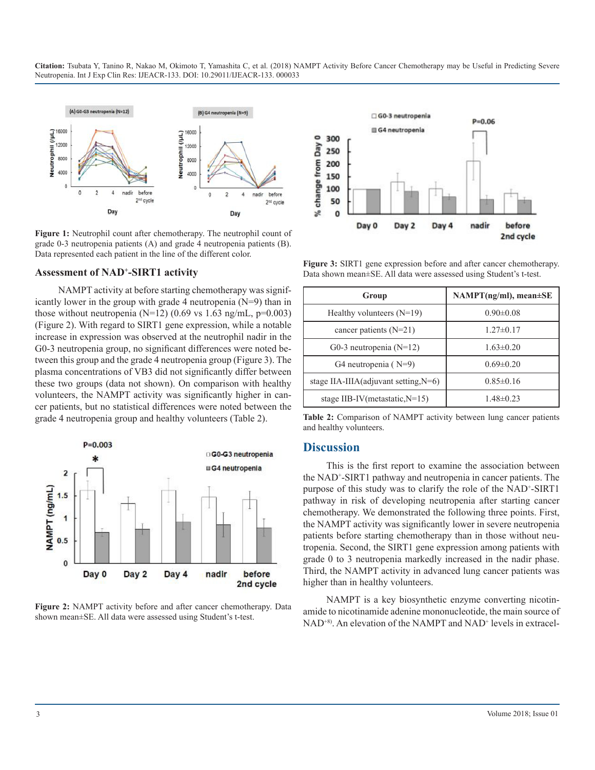Figure 1: Neutrophil count after chemotherapy. The neutrophil count of grade 0-3 neutropenia patients (A) and grade 4 neutropenia patients (B). Data represented each patient in the line of the different color.

### Assessment of NAD+-SIRT1 activity

NAMPT activity at before starting chemotherapy was significantly lower in the group with grade 4 neutropenia (N=9) than in those without neutropenia (N=12) (0.69 vs 1.63 ng/mL, p=0.003) (Figure 2). With regard to SIRT1 gene expression, while a notable increase in expression was observed at the neutrophil nadir in the G0-3 neutropenia group, no significant differences were noted between this group and the grade 4 neutropenia group (Figure 3). The plasma concentrations of VB3 did not significantly differ between these two groups (data not shown). On comparison with healthy volunteers, the NAMPT activity was significantly higher in cancer patients, but no statistical differences were noted between the grade 4 neutropenia group and healthy volunteers (Table 2).

Figure 2: NAMPT activity before and after cancer chemotherapy. Data shown mean±SE. All data were assessed using Student's t-test.

Figure 3: SIRT1 gene expression before and after cancer chemotherapy. Data shown mean±SE. All data were assessed using Student's t-test.

| Group | NAMPT(ng/ml), mean±SE |
|---|---|
| Healthy volunteers (N=19) | 0.90±0.08 |
| cancer patients (N=21) | 1.27±0.17 |
| G0-3 neutropenia (N=12) | 1.63±0.20 |
| G4 neutropenia ( N=9) | 0.69±0.20 |
| stage IIA-IIIA(adjuvant setting,N=6) | 0.85±0.16 |
| stage IIB-IV(metastatic,N=15) | 1.48±0.23 |

Table 2: Comparison of NAMPT activity between lung cancer patients and healthy volunteers.

## Discussion

This is the first report to examine the association between the NAD+-SIRT1 pathway and neutropenia in cancer patients. The purpose of this study was to clarify the role of the NAD+-SIRT1 pathway in risk of developing neutropenia after starting cancer chemotherapy. We demonstrated the following three points. First, the NAMPT activity was significantly lower in severe neutropenia patients before starting chemotherapy than in those without neutropenia. Second, the SIRT1 gene expression among patients with grade 0 to 3 neutropenia markedly increased in the nadir phase. Third, the NAMPT activity in advanced lung cancer patients was higher than in healthy volunteers.

NAMPT is a key biosynthetic enzyme converting nicotinamide to nicotinamide adenine mononucleotide, the main source of NAD+[8]. An elevation of the NAMPT and NAD+ levels in extracel-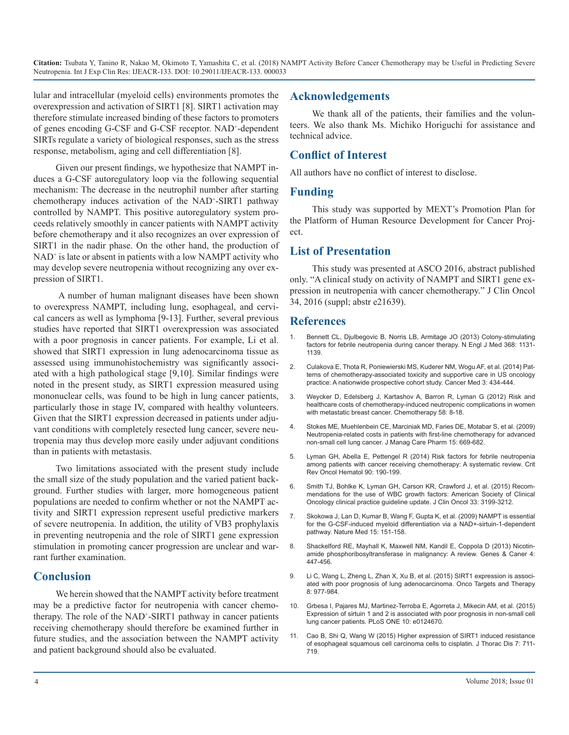lular and intracellular (myeloid cells) environments promotes the overexpression and activation of SIRT1 [8]. SIRT1 activation may therefore stimulate increased binding of these factors to promoters of genes encoding G-CSF and G-CSF receptor. $NAD^+$-dependent SIRTs regulate a variety of biological responses, such as the stress response, metabolism, aging and cell differentiation [8].

Given our present findings, we hypothesize that NAMPT induces a G-CSF autoregulatory loop via the following sequential mechanism: The decrease in the neutrophil number after starting chemotherapy induces activation of the $NAD^+$-SIRT1 pathway controlled by NAMPT. This positive autoregulatory system proceeds relatively smoothly in cancer patients with NAMPT activity before chemotherapy and it also recognizes an over expression of SIRT1 in the nadir phase. On the other hand, the production of $NAD^+$ is late or absent in patients with a low NAMPT activity who may develop severe neutropenia without recognizing any over expression of SIRT1.

A number of human malignant diseases have been shown to overexpress NAMPT, including lung, esophageal, and cervical cancers as well as lymphoma [9-13]. Further, several previous studies have reported that SIRT1 overexpression was associated with a poor prognosis in cancer patients. For example, Li et al. showed that SIRT1 expression in lung adenocarcinoma tissue as assessed using immunohistochemistry was significantly associated with a high pathological stage [9,10]. Similar findings were noted in the present study, as SIRT1 expression measured using mononuclear cells, was found to be high in lung cancer patients, particularly those in stage IV, compared with healthy volunteers. Given that the SIRT1 expression decreased in patients under adjuvant conditions with completely resected lung cancer, severe neutropenia may thus develop more easily under adjuvant conditions than in patients with metastasis.

Two limitations associated with the present study include the small size of the study population and the varied patient background. Further studies with larger, more homogeneous patient populations are needed to confirm whether or not the NAMPT activity and SIRT1 expression represent useful predictive markers of severe neutropenia. In addition, the utility of VB3 prophylaxis in preventing neutropenia and the role of SIRT1 gene expression stimulation in promoting cancer progression are unclear and warrant further examination.

## Conclusion

We herein showed that the NAMPT activity before treatment may be a predictive factor for neutropenia with cancer chemotherapy. The role of the $NAD^+$-SIRT1 pathway in cancer patients receiving chemotherapy should therefore be examined further in future studies, and the association between the NAMPT activity and patient background should also be evaluated.

## Acknowledgements

We thank all of the patients, their families and the volunteers. We also thank Ms. Michiko Horiguchi for assistance and technical advice.

## Conflict of Interest

All authors have no conflict of interest to disclose.

## Funding

This study was supported by MEXT's Promotion Plan for the Platform of Human Resource Development for Cancer Project.

## List of Presentation

This study was presented at ASCO 2016, abstract published only. "A clinical study on activity of NAMPT and SIRT1 gene expression in neutropenia with cancer chemotherapy." J Clin Oncol 34, 2016 (suppl; abstr e21639).

## References

1. Bennett CL, Djulbegovic B, Norris LB, Armitage JO (2013) Colony-stimulating factors for febrile neutropenia during cancer therapy. N Engl J Med 368: 1131-1139.
2. Culakova E, Thota R, Poniewierski MS, Kuderer NM, Wogu AF, et al. (2014) Patterns of chemotherapy-associated toxicity and supportive care in US oncology practice: A nationwide prospective cohort study. Cancer Med 3: 434-444.
3. Weycker D, Edelsberg J, Kartashov A, Barron R, Lyman G (2012) Risk and healthcare costs of chemotherapy-induced neutropenic complications in women with metastatic breast cancer. Chemotherapy 58: 8-18.
4. Stokes ME, Muehlenbein CE, Marciniak MD, Faries DE, Motabar S, et al. (2009) Neutropenia-related costs in patients with first-line chemotherapy for advanced non-small cell lung cancer. J Manag Care Pharm 15: 669-682.
5. Lyman GH, Abella E, Pettengel R (2014) Risk factors for febrile neutropenia among patients with cancer receiving chemotherapy: A systematic review. Crit Rev Oncol Hematol 90: 190-199.
6. Smith TJ, Bohlke K, Lyman GH, Carson KR, Crawford J, et al. (2015) Recommendations for the use of WBC growth factors: American Society of Clinical Oncology clinical practice guideline update. J Clin Oncol 33: 3199-3212.
7. Skokowa J, Lan D, Kumar B, Wang F, Gupta K, et al. (2009) NAMPT is essential for the G-CSF-induced myeloid differentiation via a NAD+-sirtuin-1-dependent pathway. Nature Med 15: 151-158.
8. Shackelford RE, Mayhall K, Maxwell NM, Kandil E, Coppola D (2013) Nicotinamide phosphoribosyltransferase in malignancy: A review. Genes & Caner 4: 447-456.
9. Li C, Wang L, Zheng L, Zhan X, Xu B, et al. (2015) SIRT1 expression is associated with poor prognosis of lung adenocarcinoma. Onco Targets and Therapy 8: 977-984.
10. Grbesa I, Pajares MJ, Martinez-Terroba E, Agorreta J, Mikecin AM, et al. (2015) Expression of sirtuin 1 and 2 is associated with poor prognosis in non-small cell lung cancer patients. PLoS ONE 10: e0124670.
11. Cao B, Shi Q, Wang W (2015) Higher expression of SIRT1 induced resistance of esophageal squamous cell carcinoma cells to cisplatin. J Thorac Dis 7: 711-719.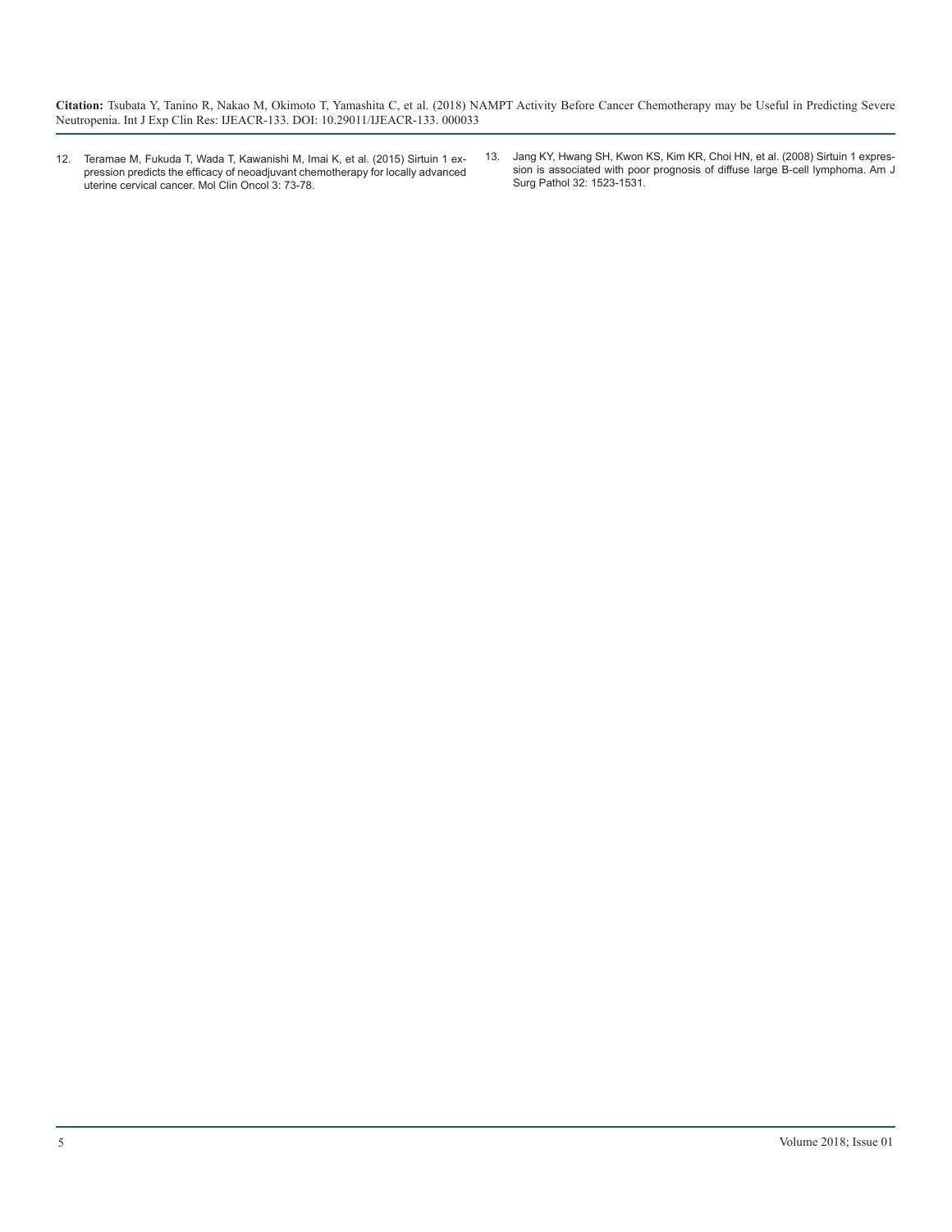12. Teramae M, Fukuda T, Wada T, Kawanishi M, Imai K, et al. (2015) Sirtuin 1 expression predicts the efficacy of neoadjuvant chemotherapy for locally advanced uterine cervical cancer. Mol Clin Oncol 3: 73-78.

13. Jang KY, Hwang SH, Kwon KS, Kim KR, Choi HN, et al. (2008) Sirtuin 1 expression is associated with poor prognosis of diffuse large B-cell lymphoma. Am J Surg Pathol 32: 1523-1531.